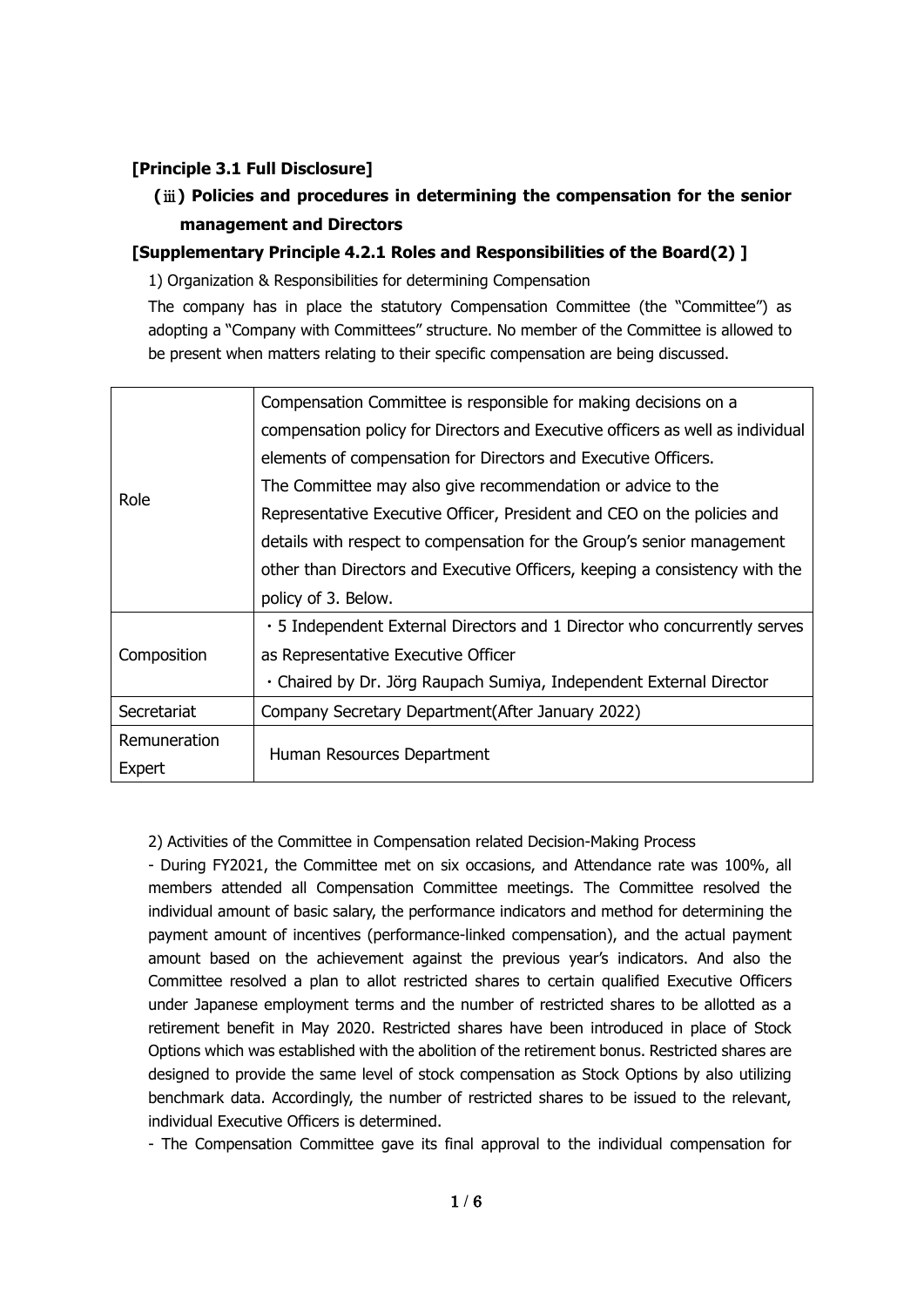**[Principle 3.1 Full Disclosure]**

**(ⅲ) Policies and procedures in determining the compensation for the senior management and Directors**

**[Supplementary Principle 4.2.1 Roles and Responsibilities of the Board(2) ]**

1) Organization & Responsibilities for determining Compensation

The company has in place the statutory Compensation Committee (the "Committee") as adopting a "Company with Committees" structure. No member of the Committee is allowed to be present when matters relating to their specific compensation are being discussed.

| | |
|---|---|
| Role | Compensation Committee is responsible for making decisions on a compensation policy for Directors and Executive officers as well as individual elements of compensation for Directors and Executive Officers.<br>The Committee may also give recommendation or advice to the Representative Executive Officer, President and CEO on the policies and details with respect to compensation for the Group's senior management other than Directors and Executive Officers, keeping a consistency with the policy of 3. Below. |
| Composition | ・5 Independent External Directors and 1 Director who concurrently serves as Representative Executive Officer<br>・Chaired by Dr. Jörg Raupach Sumiya, Independent External Director |
| Secretariat | Company Secretary Department(After January 2022) |
| Remuneration Expert | Human Resources Department |

2) Activities of the Committee in Compensation related Decision-Making Process

- During FY2021, the Committee met on six occasions, and Attendance rate was 100%, all members attended all Compensation Committee meetings. The Committee resolved the individual amount of basic salary, the performance indicators and method for determining the payment amount of incentives (performance-linked compensation), and the actual payment amount based on the achievement against the previous year's indicators. And also the Committee resolved a plan to allot restricted shares to certain qualified Executive Officers under Japanese employment terms and the number of restricted shares to be allotted as a retirement benefit in May 2020. Restricted shares have been introduced in place of Stock Options which was established with the abolition of the retirement bonus. Restricted shares are designed to provide the same level of stock compensation as Stock Options by also utilizing benchmark data. Accordingly, the number of restricted shares to be issued to the relevant, individual Executive Officers is determined.

- The Compensation Committee gave its final approval to the individual compensation for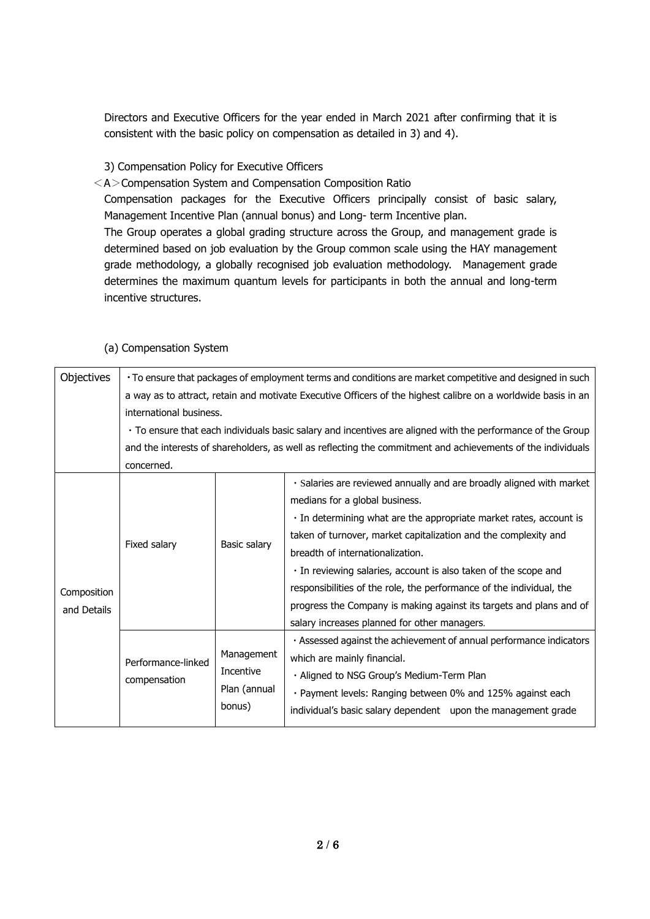Directors and Executive Officers for the year ended in March 2021 after confirming that it is consistent with the basic policy on compensation as detailed in 3) and 4).

3) Compensation Policy for Executive Officers

＜A＞Compensation System and Compensation Composition Ratio

Compensation packages for the Executive Officers principally consist of basic salary, Management Incentive Plan (annual bonus) and Long- term Incentive plan.

The Group operates a global grading structure across the Group, and management grade is determined based on job evaluation by the Group common scale using the HAY management grade methodology, a globally recognised job evaluation methodology. Management grade determines the maximum quantum levels for participants in both the annual and long-term incentive structures.

(a) Compensation System

| Objectives | ・To ensure that packages of employment terms and conditions are market competitive and designed in such a way as to attract, retain and motivate Executive Officers of the highest calibre on a worldwide basis in an international business.<br>・To ensure that each individuals basic salary and incentives are aligned with the performance of the Group and the interests of shareholders, as well as reflecting the commitment and achievements of the individuals concerned. | | |
|---|---|---|---|
| Composition and Details | Fixed salary | Basic salary | ・Salaries are reviewed annually and are broadly aligned with market medians for a global business.<br>・In determining what are the appropriate market rates, account is taken of turnover, market capitalization and the complexity and breadth of internationalization.<br>・In reviewing salaries, account is also taken of the scope and responsibilities of the role, the performance of the individual, the progress the Company is making against its targets and plans and of salary increases planned for other managers. |
| | Performance-linked compensation | Management Incentive Plan (annual bonus) | ・Assessed against the achievement of annual performance indicators which are mainly financial.<br>・Aligned to NSG Group's Medium-Term Plan<br>・Payment levels: Ranging between 0% and 125% against each individual's basic salary dependent upon the management grade |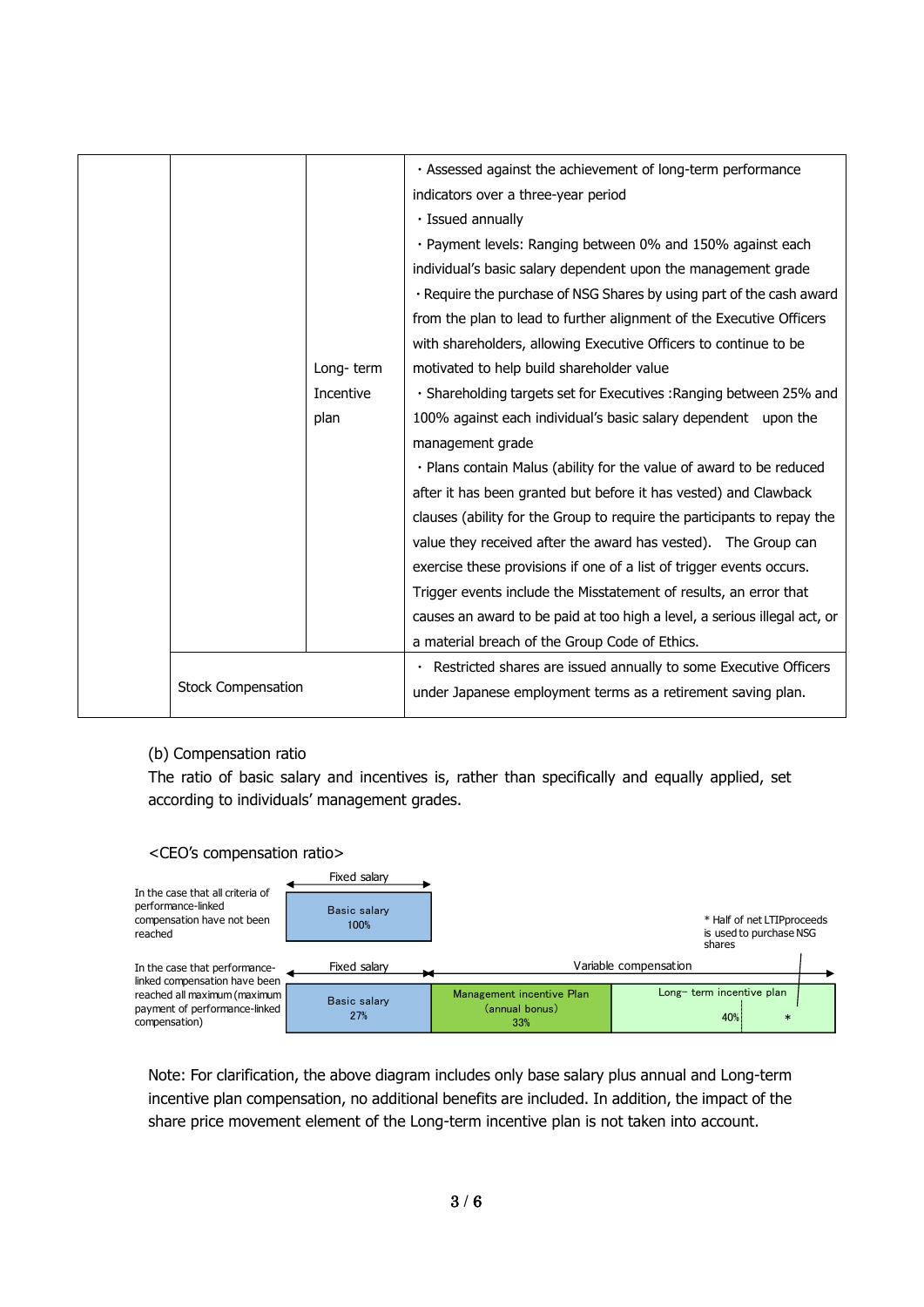| | | | |
|---|---|---|---|
| | | Long- term Incentive plan | ・Assessed against the achievement of long-term performance indicators over a three-year period<br>・Issued annually<br>・Payment levels: Ranging between 0% and 150% against each individual's basic salary dependent upon the management grade<br>・Require the purchase of NSG Shares by using part of the cash award from the plan to lead to further alignment of the Executive Officers with shareholders, allowing Executive Officers to continue to be motivated to help build shareholder value<br>・Shareholding targets set for Executives :Ranging between 25% and 100% against each individual's basic salary dependent upon the management grade<br>・Plans contain Malus (ability for the value of award to be reduced after it has been granted but before it has vested) and Clawback clauses (ability for the Group to require the participants to repay the value they received after the award has vested). The Group can exercise these provisions if one of a list of trigger events occurs. Trigger events include the Misstatement of results, an error that causes an award to be paid at too high a level, a serious illegal act, or a material breach of the Group Code of Ethics. |
| | Stock Compensation | | ・ Restricted shares are issued annually to some Executive Officers under Japanese employment terms as a retirement saving plan. |

(b) Compensation ratio

The ratio of basic salary and incentives is, rather than specifically and equally applied, set according to individuals' management grades.

<CEO's compensation ratio>

| | Fixed salary | Variable compensation | |
|---|---|---|---|
| In the case that all criteria of performance-linked compensation have not been reached | Basic salary 100% | | |
| In the case that performance-linked compensation have been reached all maximum (maximum payment of performance-linked compensation) | Basic salary 27% | Management incentive Plan (annual bonus) 33% | Long- term incentive plan 40% * |

* Half of net LTIPproceeds is used to purchase NSG shares

Note: For clarification, the above diagram includes only base salary plus annual and Long-term incentive plan compensation, no additional benefits are included. In addition, the impact of the share price movement element of the Long-term incentive plan is not taken into account.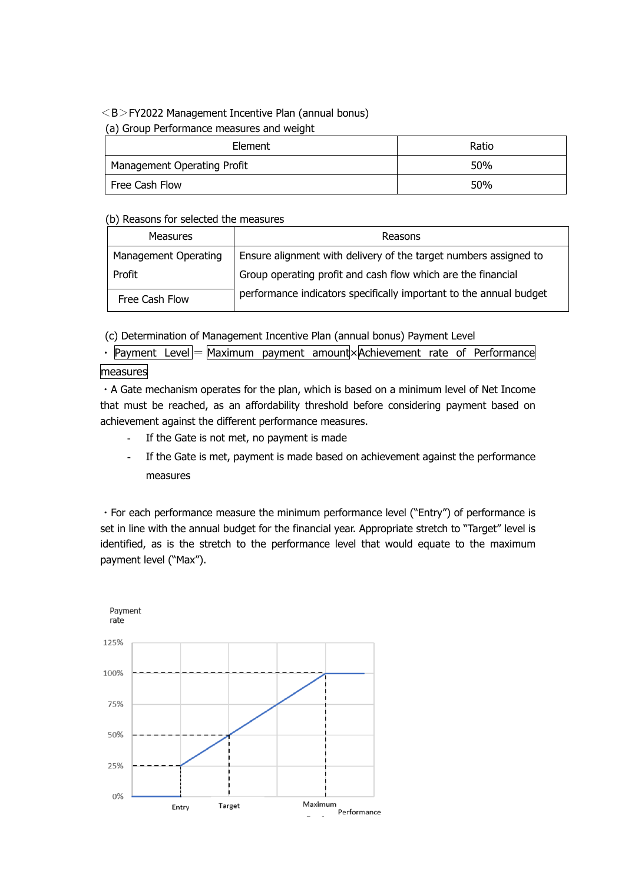＜B＞FY2022 Management Incentive Plan (annual bonus)

(a) Group Performance measures and weight

| Element | Ratio |
| --- | --- |
| Management Operating Profit | 50% |
| Free Cash Flow | 50% |

(b) Reasons for selected the measures

| Measures | Reasons |
| --- | --- |
| Management Operating Profit | Ensure alignment with delivery of the target numbers assigned to Group operating profit and cash flow which are the financial performance indicators specifically important to the annual budget |
| Free Cash Flow | |

(c) Determination of Management Incentive Plan (annual bonus) Payment Level

・ Payment Level = Maximum payment amount × Achievement rate of Performance measures

・A Gate mechanism operates for the plan, which is based on a minimum level of Net Income that must be reached, as an affordability threshold before considering payment based on achievement against the different performance measures.

- If the Gate is not met, no payment is made
- If the Gate is met, payment is made based on achievement against the performance measures

・For each performance measure the minimum performance level ("Entry") of performance is set in line with the annual budget for the financial year. Appropriate stretch to "Target" level is identified, as is the stretch to the performance level that would equate to the maximum payment level ("Max").

Payment rate

125%

100%

75%

50%

25%

0%

Entry　Target　Maximum　Performance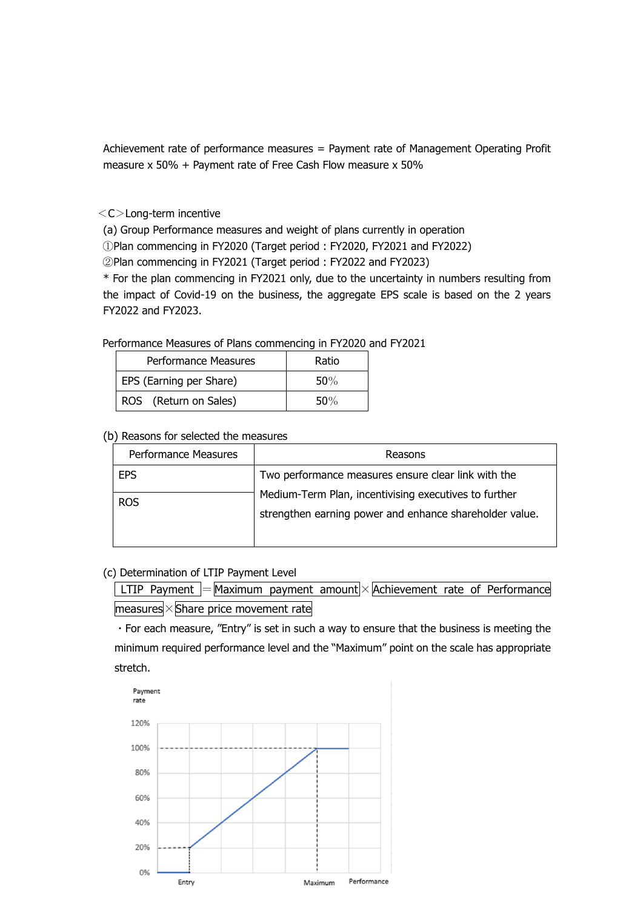Achievement rate of performance measures = Payment rate of Management Operating Profit measure x 50% + Payment rate of Free Cash Flow measure x 50%

＜C＞Long-term incentive

(a) Group Performance measures and weight of plans currently in operation

①Plan commencing in FY2020 (Target period : FY2020, FY2021 and FY2022)

②Plan commencing in FY2021 (Target period : FY2022 and FY2023)

* For the plan commencing in FY2021 only, due to the uncertainty in numbers resulting from the impact of Covid-19 on the business, the aggregate EPS scale is based on the 2 years FY2022 and FY2023.

Performance Measures of Plans commencing in FY2020 and FY2021

| Performance Measures | Ratio |
|---|---|
| EPS (Earning per Share) | 50％ |
| ROS　(Return on Sales) | 50％ |

(b) Reasons for selected the measures

| Performance Measures | Reasons |
|---|---|
| EPS | Two performance measures ensure clear link with the Medium-Term Plan, incentivising executives to further strengthen earning power and enhance shareholder value. |
| ROS | |

(c) Determination of LTIP Payment Level

LTIP Payment ＝ Maximum payment amount × Achievement rate of Performance measures × Share price movement rate

・For each measure, "Entry" is set in such a way to ensure that the business is meeting the minimum required performance level and the "Maximum" point on the scale has appropriate stretch.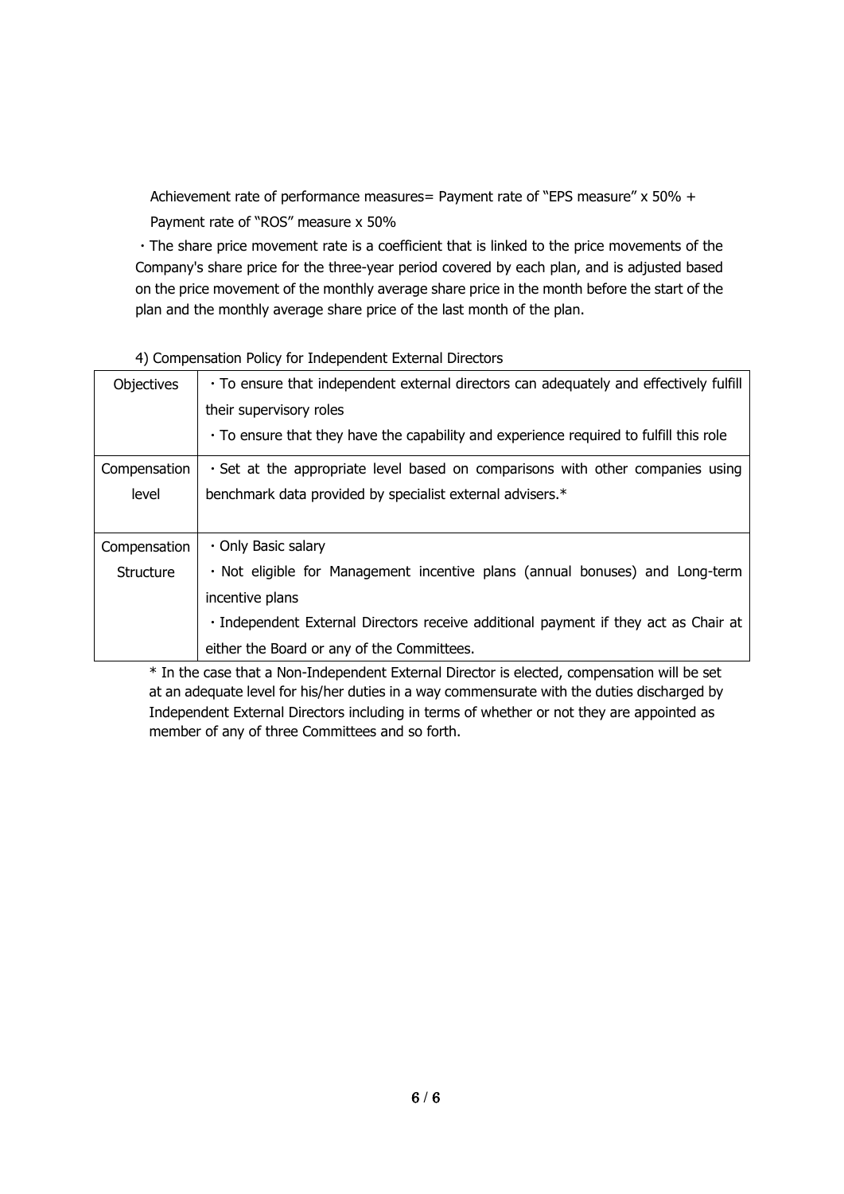Achievement rate of performance measures= Payment rate of "EPS measure" x 50% + Payment rate of "ROS" measure x 50%

・The share price movement rate is a coefficient that is linked to the price movements of the Company's share price for the three-year period covered by each plan, and is adjusted based on the price movement of the monthly average share price in the month before the start of the plan and the monthly average share price of the last month of the plan.

4) Compensation Policy for Independent External Directors

| | |
|---|---|
| Objectives | ・To ensure that independent external directors can adequately and effectively fulfill their supervisory roles<br>・To ensure that they have the capability and experience required to fulfill this role |
| Compensation level | ・Set at the appropriate level based on comparisons with other companies using benchmark data provided by specialist external advisers.* |
| Compensation Structure | ・Only Basic salary<br>・Not eligible for Management incentive plans (annual bonuses) and Long-term incentive plans<br>・Independent External Directors receive additional payment if they act as Chair at either the Board or any of the Committees. |

* In the case that a Non-Independent External Director is elected, compensation will be set at an adequate level for his/her duties in a way commensurate with the duties discharged by Independent External Directors including in terms of whether or not they are appointed as member of any of three Committees and so forth.